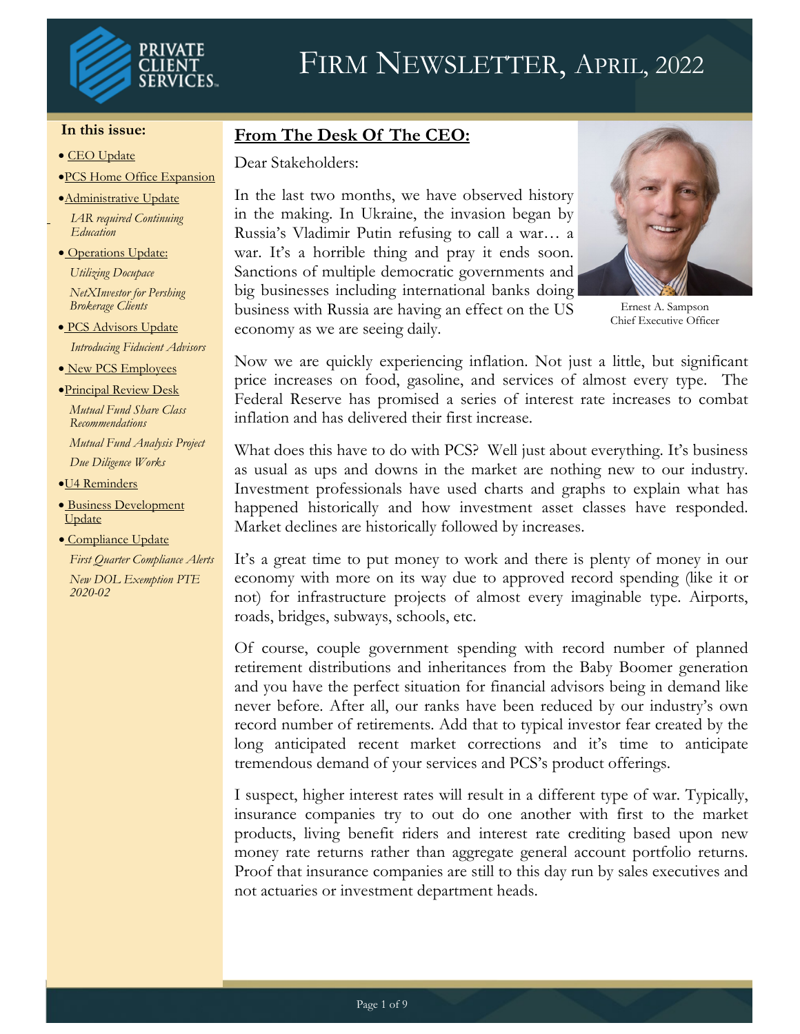# Firm Newsletter, April, 2022

**In this issue:**

- CEO Update
- PCS Home Office Expansion
- Administrative Update
  - *IAR required Continuing Education*
- Operations Update:
  - *Utilizing Docupace*
  - *NetXInvestor for Pershing Brokerage Clients*
- PCS Advisors Update
  - *Introducing Fiducient Advisors*
- New PCS Employees
- Principal Review Desk
  - *Mutual Fund Share Class Recommendations*
  - *Mutual Fund Analysis Project*
  - *Due Diligence Works*
- U4 Reminders
- Business Development Update
- Compliance Update
  - *First Quarter Compliance Alerts*
  - *New DOL Exemption PTE 2020-02*

## From The Desk Of The CEO:

Dear Stakeholders:

In the last two months, we have observed history in the making. In Ukraine, the invasion began by Russia's Vladimir Putin refusing to call a war… a war. It's a horrible thing and pray it ends soon. Sanctions of multiple democratic governments and big businesses including international banks doing business with Russia are having an effect on the US economy as we are seeing daily.

Ernest A. Sampson
Chief Executive Officer

Now we are quickly experiencing inflation. Not just a little, but significant price increases on food, gasoline, and services of almost every type. The Federal Reserve has promised a series of interest rate increases to combat inflation and has delivered their first increase.

What does this have to do with PCS? Well just about everything. It's business as usual as ups and downs in the market are nothing new to our industry. Investment professionals have used charts and graphs to explain what has happened historically and how investment asset classes have responded. Market declines are historically followed by increases.

It's a great time to put money to work and there is plenty of money in our economy with more on its way due to approved record spending (like it or not) for infrastructure projects of almost every imaginable type. Airports, roads, bridges, subways, schools, etc.

Of course, couple government spending with record number of planned retirement distributions and inheritances from the Baby Boomer generation and you have the perfect situation for financial advisors being in demand like never before. After all, our ranks have been reduced by our industry's own record number of retirements. Add that to typical investor fear created by the long anticipated recent market corrections and it's time to anticipate tremendous demand of your services and PCS's product offerings.

I suspect, higher interest rates will result in a different type of war. Typically, insurance companies try to out do one another with first to the market products, living benefit riders and interest rate crediting based upon new money rate returns rather than aggregate general account portfolio returns. Proof that insurance companies are still to this day run by sales executives and not actuaries or investment department heads.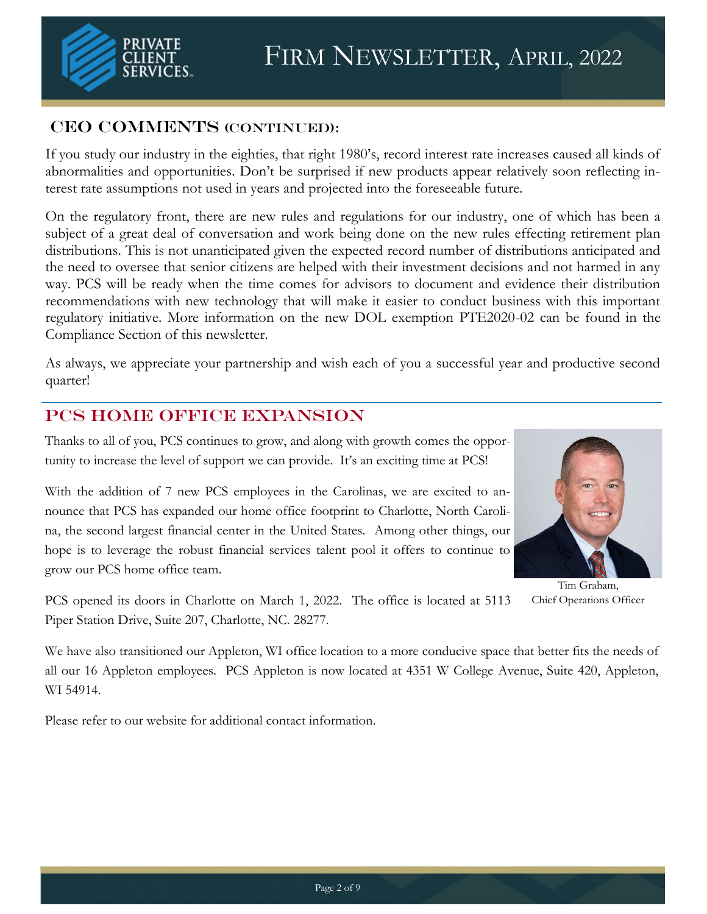## CEO COMMENTS (CONTINUED):

If you study our industry in the eighties, that right 1980's, record interest rate increases caused all kinds of abnormalities and opportunities. Don't be surprised if new products appear relatively soon reflecting interest rate assumptions not used in years and projected into the foreseeable future.

On the regulatory front, there are new rules and regulations for our industry, one of which has been a subject of a great deal of conversation and work being done on the new rules effecting retirement plan distributions. This is not unanticipated given the expected record number of distributions anticipated and the need to oversee that senior citizens are helped with their investment decisions and not harmed in any way. PCS will be ready when the time comes for advisors to document and evidence their distribution recommendations with new technology that will make it easier to conduct business with this important regulatory initiative. More information on the new DOL exemption PTE2020-02 can be found in the Compliance Section of this newsletter.

As always, we appreciate your partnership and wish each of you a successful year and productive second quarter!

## PCS HOME OFFICE EXPANSION

Thanks to all of you, PCS continues to grow, and along with growth comes the opportunity to increase the level of support we can provide. It's an exciting time at PCS!

With the addition of 7 new PCS employees in the Carolinas, we are excited to announce that PCS has expanded our home office footprint to Charlotte, North Carolina, the second largest financial center in the United States. Among other things, our hope is to leverage the robust financial services talent pool it offers to continue to grow our PCS home office team.

Tim Graham,
Chief Operations Officer

PCS opened its doors in Charlotte on March 1, 2022. The office is located at 5113 Piper Station Drive, Suite 207, Charlotte, NC. 28277.

We have also transitioned our Appleton, WI office location to a more conducive space that better fits the needs of all our 16 Appleton employees. PCS Appleton is now located at 4351 W College Avenue, Suite 420, Appleton, WI 54914.

Please refer to our website for additional contact information.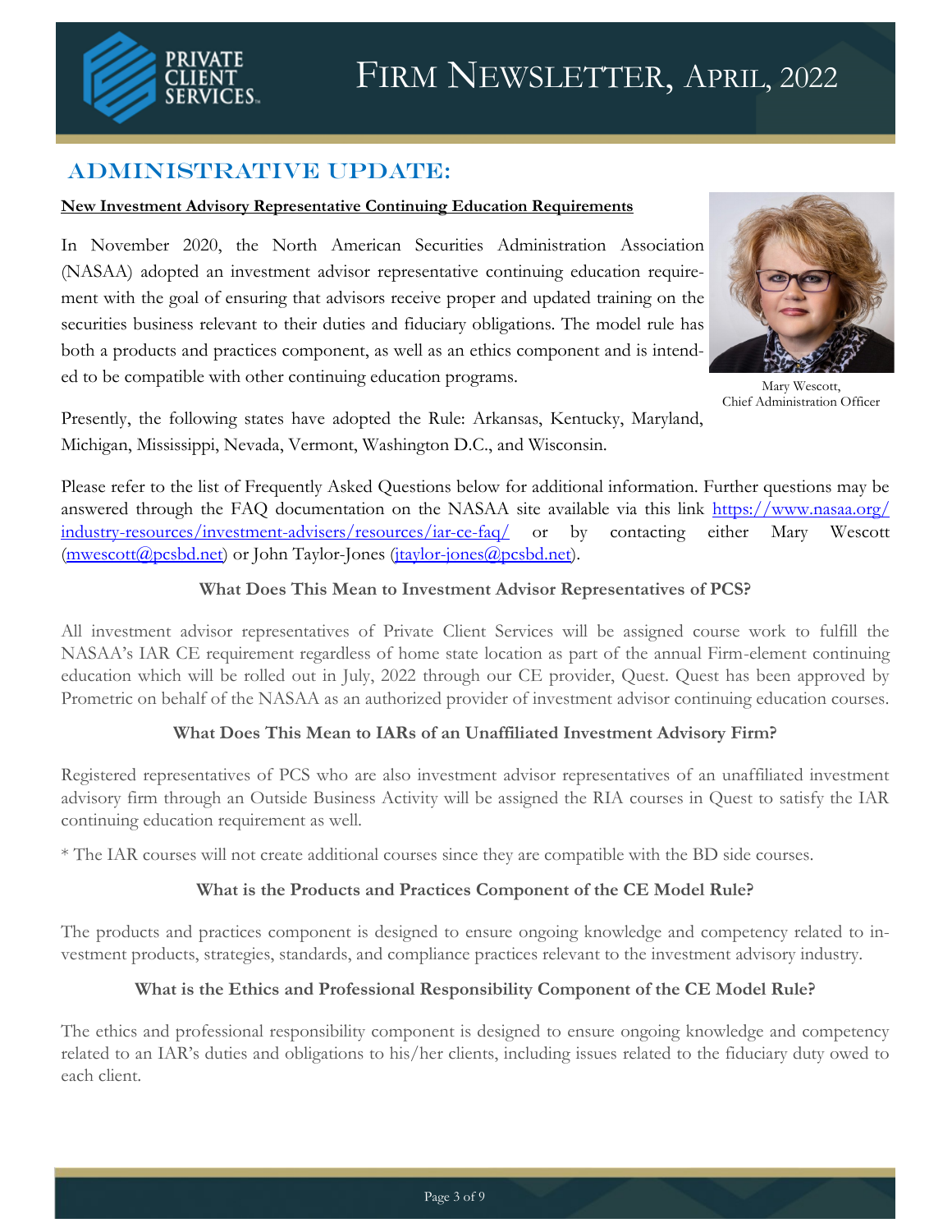## ADMINISTRATIVE UPDATE:

**New Investment Advisory Representative Continuing Education Requirements**

In November 2020, the North American Securities Administration Association (NASAA) adopted an investment advisor representative continuing education requirement with the goal of ensuring that advisors receive proper and updated training on the securities business relevant to their duties and fiduciary obligations. The model rule has both a products and practices component, as well as an ethics component and is intended to be compatible with other continuing education programs.

Mary Wescott,
Chief Administration Officer

Presently, the following states have adopted the Rule: Arkansas, Kentucky, Maryland, Michigan, Mississippi, Nevada, Vermont, Washington D.C., and Wisconsin.

Please refer to the list of Frequently Asked Questions below for additional information. Further questions may be answered through the FAQ documentation on the NASAA site available via this link https://www.nasaa.org/industry-resources/investment-advisers/resources/iar-ce-faq/ or by contacting either Mary Wescott (mwescott@pcsbd.net) or John Taylor-Jones (jtaylor-jones@pcsbd.net).

### What Does This Mean to Investment Advisor Representatives of PCS?

All investment advisor representatives of Private Client Services will be assigned course work to fulfill the NASAA's IAR CE requirement regardless of home state location as part of the annual Firm-element continuing education which will be rolled out in July, 2022 through our CE provider, Quest. Quest has been approved by Prometric on behalf of the NASAA as an authorized provider of investment advisor continuing education courses.

### What Does This Mean to IARs of an Unaffiliated Investment Advisory Firm?

Registered representatives of PCS who are also investment advisor representatives of an unaffiliated investment advisory firm through an Outside Business Activity will be assigned the RIA courses in Quest to satisfy the IAR continuing education requirement as well.

* The IAR courses will not create additional courses since they are compatible with the BD side courses.

### What is the Products and Practices Component of the CE Model Rule?

The products and practices component is designed to ensure ongoing knowledge and competency related to investment products, strategies, standards, and compliance practices relevant to the investment advisory industry.

### What is the Ethics and Professional Responsibility Component of the CE Model Rule?

The ethics and professional responsibility component is designed to ensure ongoing knowledge and competency related to an IAR's duties and obligations to his/her clients, including issues related to the fiduciary duty owed to each client.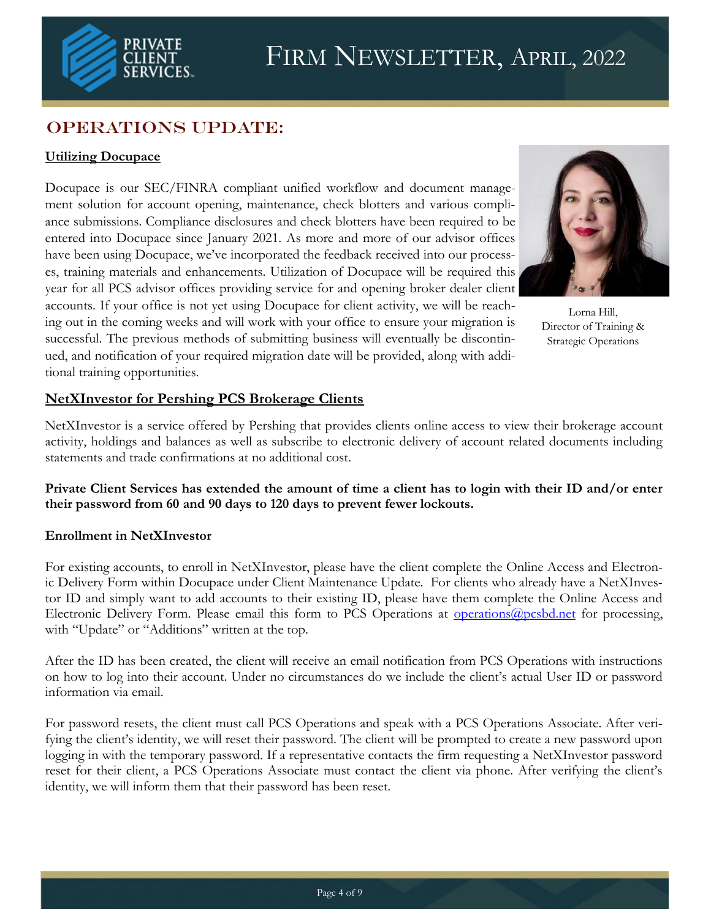# Firm Newsletter, April, 2022

## Operations Update:

### Utilizing Docupace

Docupace is our SEC/FINRA compliant unified workflow and document management solution for account opening, maintenance, check blotters and various compliance submissions. Compliance disclosures and check blotters have been required to be entered into Docupace since January 2021. As more and more of our advisor offices have been using Docupace, we've incorporated the feedback received into our processes, training materials and enhancements. Utilization of Docupace will be required this year for all PCS advisor offices providing service for and opening broker dealer client accounts. If your office is not yet using Docupace for client activity, we will be reaching out in the coming weeks and will work with your office to ensure your migration is successful. The previous methods of submitting business will eventually be discontinued, and notification of your required migration date will be provided, along with additional training opportunities.

Lorna Hill,
Director of Training & Strategic Operations

### NetXInvestor for Pershing PCS Brokerage Clients

NetXInvestor is a service offered by Pershing that provides clients online access to view their brokerage account activity, holdings and balances as well as subscribe to electronic delivery of account related documents including statements and trade confirmations at no additional cost.

**Private Client Services has extended the amount of time a client has to login with their ID and/or enter their password from 60 and 90 days to 120 days to prevent fewer lockouts.**

**Enrollment in NetXInvestor**

For existing accounts, to enroll in NetXInvestor, please have the client complete the Online Access and Electronic Delivery Form within Docupace under Client Maintenance Update. For clients who already have a NetXInvestor ID and simply want to add accounts to their existing ID, please have them complete the Online Access and Electronic Delivery Form. Please email this form to PCS Operations at operations@pcsbd.net for processing, with "Update" or "Additions" written at the top.

After the ID has been created, the client will receive an email notification from PCS Operations with instructions on how to log into their account. Under no circumstances do we include the client's actual User ID or password information via email.

For password resets, the client must call PCS Operations and speak with a PCS Operations Associate. After verifying the client's identity, we will reset their password. The client will be prompted to create a new password upon logging in with the temporary password. If a representative contacts the firm requesting a NetXInvestor password reset for their client, a PCS Operations Associate must contact the client via phone. After verifying the client's identity, we will inform them that their password has been reset.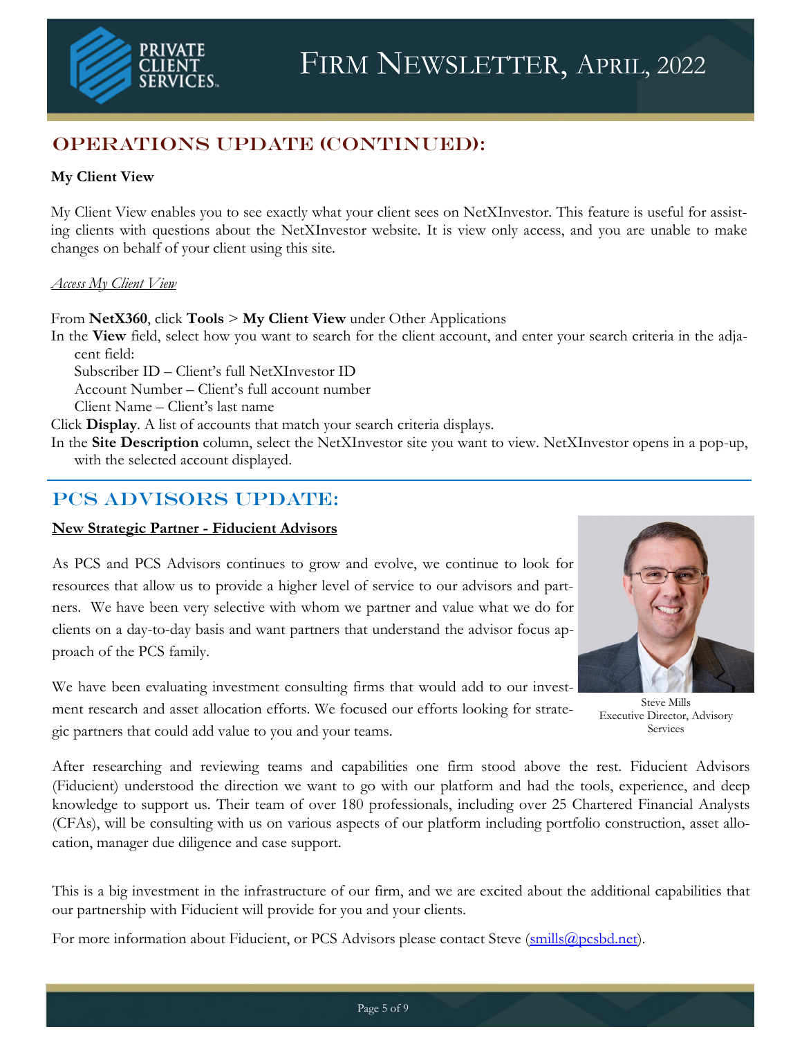## OPERATIONS UPDATE (CONTINUED):

**My Client View**

My Client View enables you to see exactly what your client sees on NetXInvestor. This feature is useful for assisting clients with questions about the NetXInvestor website. It is view only access, and you are unable to make changes on behalf of your client using this site.

*Access My Client View*

From **NetX360**, click **Tools** > **My Client View** under Other Applications

In the **View** field, select how you want to search for the client account, and enter your search criteria in the adjacent field:

- Subscriber ID – Client's full NetXInvestor ID
- Account Number – Client's full account number
- Client Name – Client's last name

Click **Display**. A list of accounts that match your search criteria displays.

In the **Site Description** column, select the NetXInvestor site you want to view. NetXInvestor opens in a pop-up, with the selected account displayed.

## PCS ADVISORS UPDATE:

**New Strategic Partner - Fiducient Advisors**

As PCS and PCS Advisors continues to grow and evolve, we continue to look for resources that allow us to provide a higher level of service to our advisors and partners. We have been very selective with whom we partner and value what we do for clients on a day-to-day basis and want partners that understand the advisor focus approach of the PCS family.

We have been evaluating investment consulting firms that would add to our investment research and asset allocation efforts. We focused our efforts looking for strategic partners that could add value to you and your teams.

Steve Mills
Executive Director, Advisory Services

After researching and reviewing teams and capabilities one firm stood above the rest. Fiducient Advisors (Fiducient) understood the direction we want to go with our platform and had the tools, experience, and deep knowledge to support us. Their team of over 180 professionals, including over 25 Chartered Financial Analysts (CFAs), will be consulting with us on various aspects of our platform including portfolio construction, asset allocation, manager due diligence and case support.

This is a big investment in the infrastructure of our firm, and we are excited about the additional capabilities that our partnership with Fiducient will provide for you and your clients.

For more information about Fiducient, or PCS Advisors please contact Steve (smills@pcsbd.net).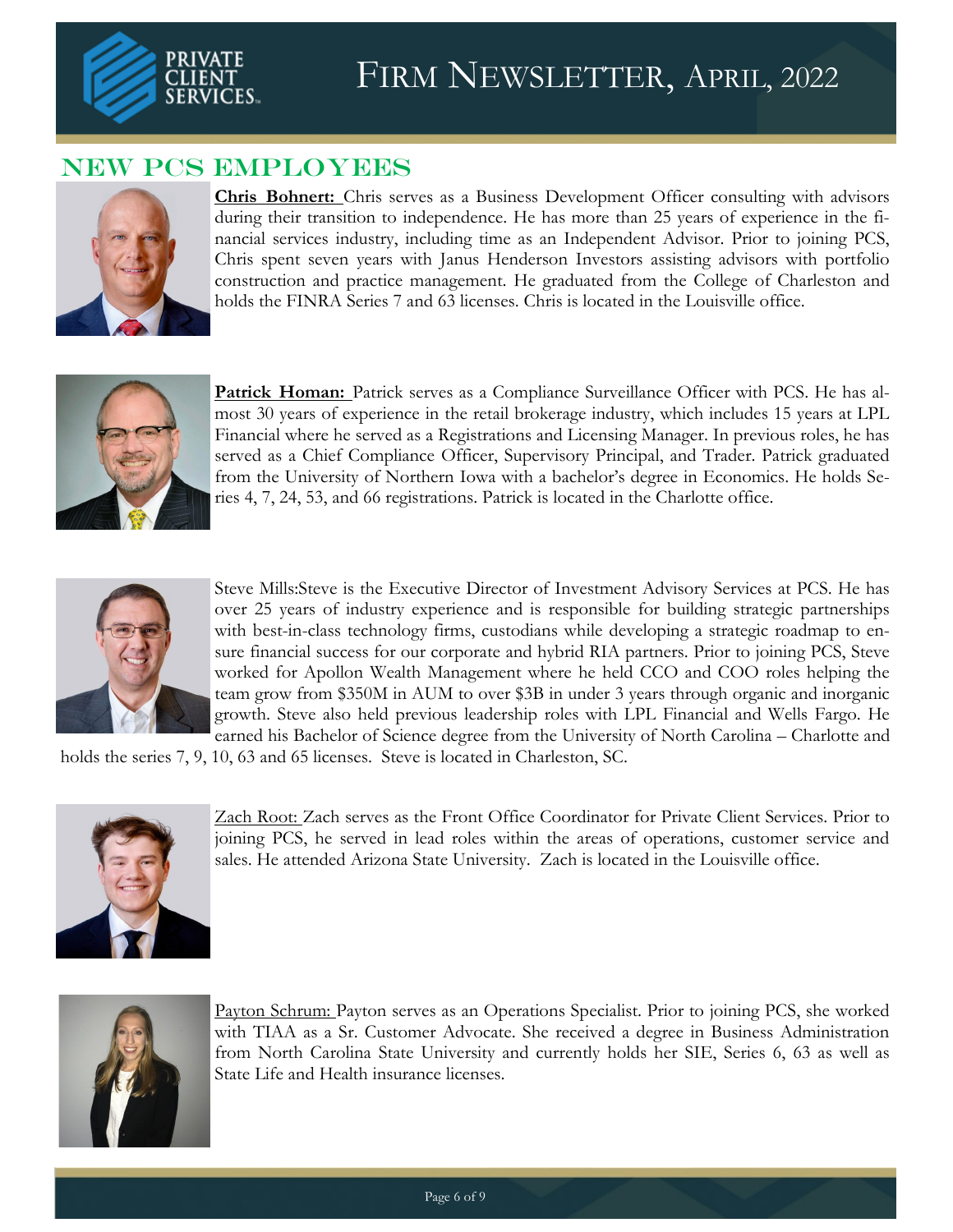# Firm Newsletter, April, 2022

## NEW PCS EMPLOYEES

**Chris Bohnert:** Chris serves as a Business Development Officer consulting with advisors during their transition to independence. He has more than 25 years of experience in the financial services industry, including time as an Independent Advisor. Prior to joining PCS, Chris spent seven years with Janus Henderson Investors assisting advisors with portfolio construction and practice management. He graduated from the College of Charleston and holds the FINRA Series 7 and 63 licenses. Chris is located in the Louisville office.

**Patrick Homan:** Patrick serves as a Compliance Surveillance Officer with PCS. He has almost 30 years of experience in the retail brokerage industry, which includes 15 years at LPL Financial where he served as a Registrations and Licensing Manager. In previous roles, he has served as a Chief Compliance Officer, Supervisory Principal, and Trader. Patrick graduated from the University of Northern Iowa with a bachelor's degree in Economics. He holds Series 4, 7, 24, 53, and 66 registrations. Patrick is located in the Charlotte office.

Steve Mills:Steve is the Executive Director of Investment Advisory Services at PCS. He has over 25 years of industry experience and is responsible for building strategic partnerships with best-in-class technology firms, custodians while developing a strategic roadmap to ensure financial success for our corporate and hybrid RIA partners. Prior to joining PCS, Steve worked for Apollon Wealth Management where he held CCO and COO roles helping the team grow from $350M in AUM to over $3B in under 3 years through organic and inorganic growth. Steve also held previous leadership roles with LPL Financial and Wells Fargo. He earned his Bachelor of Science degree from the University of North Carolina – Charlotte and holds the series 7, 9, 10, 63 and 65 licenses. Steve is located in Charleston, SC.

Zach Root: Zach serves as the Front Office Coordinator for Private Client Services. Prior to joining PCS, he served in lead roles within the areas of operations, customer service and sales. He attended Arizona State University. Zach is located in the Louisville office.

Payton Schrum: Payton serves as an Operations Specialist. Prior to joining PCS, she worked with TIAA as a Sr. Customer Advocate. She received a degree in Business Administration from North Carolina State University and currently holds her SIE, Series 6, 63 as well as State Life and Health insurance licenses.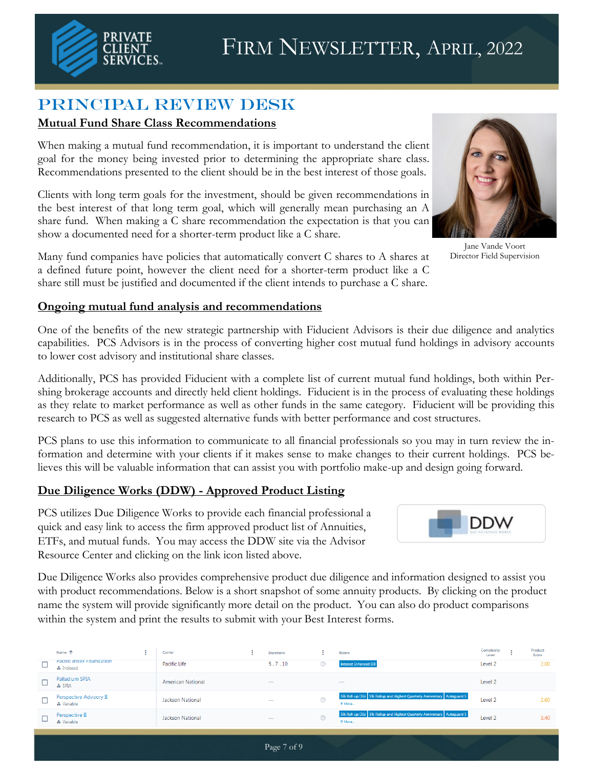# Firm Newsletter, April, 2022

## PRINCIPAL REVIEW DESK

### Mutual Fund Share Class Recommendations

When making a mutual fund recommendation, it is important to understand the client goal for the money being invested prior to determining the appropriate share class. Recommendations presented to the client should be in the best interest of those goals.

Clients with long term goals for the investment, should be given recommendations in the best interest of that long term goal, which will generally mean purchasing an A share fund. When making a C share recommendation the expectation is that you can show a documented need for a shorter-term product like a C share.

Many fund companies have policies that automatically convert C shares to A shares at a defined future point, however the client need for a shorter-term product like a C share still must be justified and documented if the client intends to purchase a C share.

Jane Vande Voort
Director Field Supervision

### Ongoing mutual fund analysis and recommendations

One of the benefits of the new strategic partnership with Fiducient Advisors is their due diligence and analytics capabilities. PCS Advisors is in the process of converting higher cost mutual fund holdings in advisory accounts to lower cost advisory and institutional share classes.

Additionally, PCS has provided Fiducient with a complete list of current mutual fund holdings, both within Pershing brokerage accounts and directly held client holdings. Fiducient is in the process of evaluating these holdings as they relate to market performance as well as other funds in the same category. Fiducient will be providing this research to PCS as well as suggested alternative funds with better performance and cost structures.

PCS plans to use this information to communicate to all financial professionals so you may in turn review the information and determine with your clients if it makes sense to make changes to their current holdings. PCS believes this will be valuable information that can assist you with portfolio make-up and design going forward.

### Due Diligence Works (DDW) - Approved Product Listing

PCS utilizes Due Diligence Works to provide each financial professional a quick and easy link to access the firm approved product list of Annuities, ETFs, and mutual funds. You may access the DDW site via the Advisor Resource Center and clicking on the link icon listed above.

Due Diligence Works also provides comprehensive product due diligence and information designed to assist you with product recommendations. Below is a short snapshot of some annuity products. By clicking on the product name the system will provide significantly more detail on the product. You can also do product comparisons within the system and print the results to submit with your Best Interest forms.

| Name | Carrier | Durations | Riders | Complexity Level | Product Score |
|---|---|---|---|---|---|
| Pacific Index Foundation (Indexed) | Pacific Life | 5 . 7 . 10 | Interest Enhanced DB | Level 2 | 2.00 |
| Palladium SPIA (SPIA) | American National | — | — | Level 2 | |
| Perspective Advisory II (Variable) | Jackson National | — | 5% Roll-up DBs, 5% Rollup and Highest Quarterly Anniversary, Autoguard 5, 9 More... | Level 2 | 2.60 |
| Perspective II (Variable) | Jackson National | — | 5% Roll-up DBs, 5% Rollup and Highest Quarterly Anniversary, Autoguard 5, 9 More... | Level 2 | 3.40 |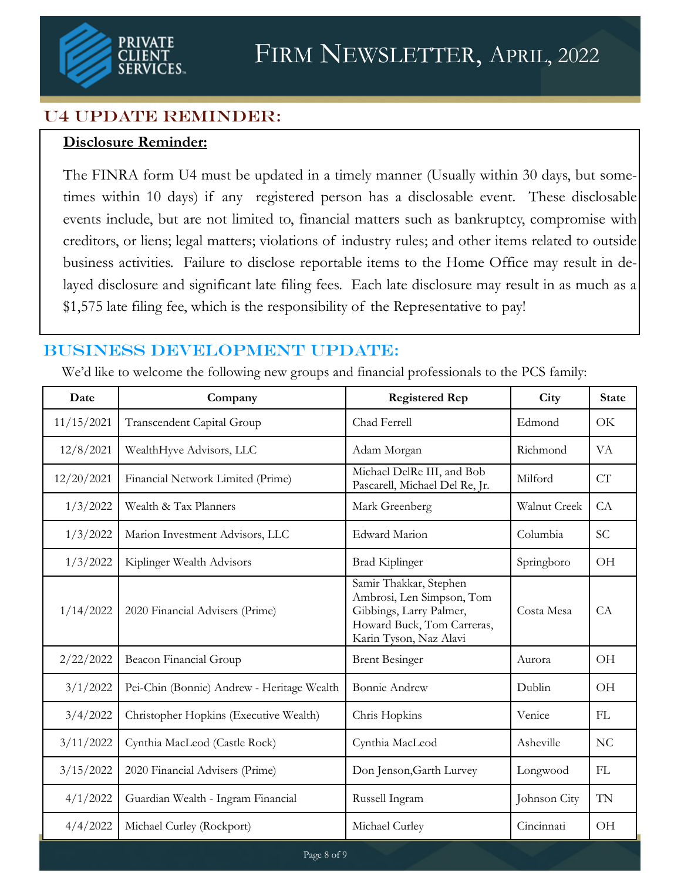# Firm Newsletter, April, 2022

## U4 Update Reminder:

**Disclosure Reminder:**

The FINRA form U4 must be updated in a timely manner (Usually within 30 days, but sometimes within 10 days) if any registered person has a disclosable event. These disclosable events include, but are not limited to, financial matters such as bankruptcy, compromise with creditors, or liens; legal matters; violations of industry rules; and other items related to outside business activities. Failure to disclose reportable items to the Home Office may result in delayed disclosure and significant late filing fees. Each late disclosure may result in as much as a $1,575 late filing fee, which is the responsibility of the Representative to pay!

## Business Development Update:

We'd like to welcome the following new groups and financial professionals to the PCS family:

| Date | Company | Registered Rep | City | State |
|---|---|---|---|---|
| 11/15/2021 | Transcendent Capital Group | Chad Ferrell | Edmond | OK |
| 12/8/2021 | WealthHyve Advisors, LLC | Adam Morgan | Richmond | VA |
| 12/20/2021 | Financial Network Limited (Prime) | Michael DelRe III, and Bob Pascarell, Michael Del Re, Jr. | Milford | CT |
| 1/3/2022 | Wealth & Tax Planners | Mark Greenberg | Walnut Creek | CA |
| 1/3/2022 | Marion Investment Advisors, LLC | Edward Marion | Columbia | SC |
| 1/3/2022 | Kiplinger Wealth Advisors | Brad Kiplinger | Springboro | OH |
| 1/14/2022 | 2020 Financial Advisers (Prime) | Samir Thakkar, Stephen Ambrosi, Len Simpson, Tom Gibbings, Larry Palmer, Howard Buck, Tom Carreras, Karin Tyson, Naz Alavi | Costa Mesa | CA |
| 2/22/2022 | Beacon Financial Group | Brent Besinger | Aurora | OH |
| 3/1/2022 | Pei-Chin (Bonnie) Andrew - Heritage Wealth | Bonnie Andrew | Dublin | OH |
| 3/4/2022 | Christopher Hopkins (Executive Wealth) | Chris Hopkins | Venice | FL |
| 3/11/2022 | Cynthia MacLeod (Castle Rock) | Cynthia MacLeod | Asheville | NC |
| 3/15/2022 | 2020 Financial Advisers (Prime) | Don Jenson,Garth Lurvey | Longwood | FL |
| 4/1/2022 | Guardian Wealth - Ingram Financial | Russell Ingram | Johnson City | TN |
| 4/4/2022 | Michael Curley (Rockport) | Michael Curley | Cincinnati | OH |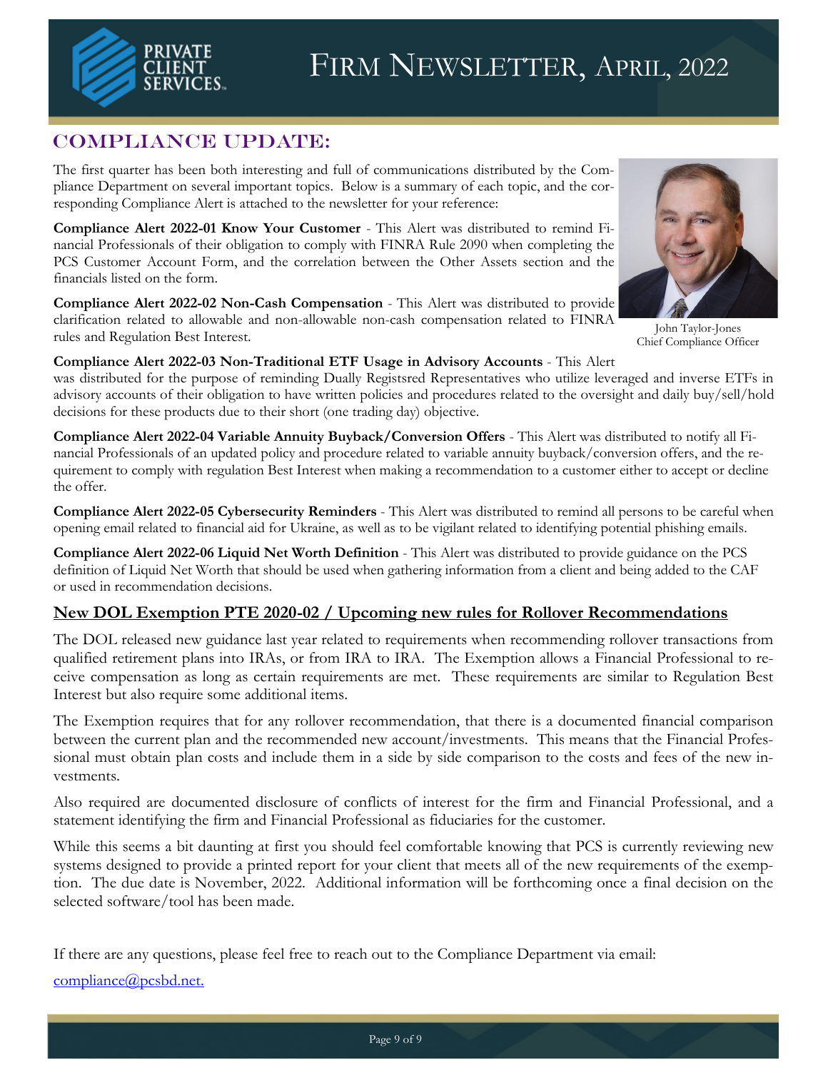# Firm Newsletter, April, 2022

## COMPLIANCE UPDATE:

The first quarter has been both interesting and full of communications distributed by the Compliance Department on several important topics. Below is a summary of each topic, and the corresponding Compliance Alert is attached to the newsletter for your reference:

John Taylor-Jones
Chief Compliance Officer

**Compliance Alert 2022-01 Know Your Customer** - This Alert was distributed to remind Financial Professionals of their obligation to comply with FINRA Rule 2090 when completing the PCS Customer Account Form, and the correlation between the Other Assets section and the financials listed on the form.

**Compliance Alert 2022-02 Non-Cash Compensation** - This Alert was distributed to provide clarification related to allowable and non-allowable non-cash compensation related to FINRA rules and Regulation Best Interest.

**Compliance Alert 2022-03 Non-Traditional ETF Usage in Advisory Accounts** - This Alert was distributed for the purpose of reminding Dually Registsred Representatives who utilize leveraged and inverse ETFs in advisory accounts of their obligation to have written policies and procedures related to the oversight and daily buy/sell/hold decisions for these products due to their short (one trading day) objective.

**Compliance Alert 2022-04 Variable Annuity Buyback/Conversion Offers** - This Alert was distributed to notify all Financial Professionals of an updated policy and procedure related to variable annuity buyback/conversion offers, and the requirement to comply with regulation Best Interest when making a recommendation to a customer either to accept or decline the offer.

**Compliance Alert 2022-05 Cybersecurity Reminders** - This Alert was distributed to remind all persons to be careful when opening email related to financial aid for Ukraine, as well as to be vigilant related to identifying potential phishing emails.

**Compliance Alert 2022-06 Liquid Net Worth Definition** - This Alert was distributed to provide guidance on the PCS definition of Liquid Net Worth that should be used when gathering information from a client and being added to the CAF or used in recommendation decisions.

### New DOL Exemption PTE 2020-02 / Upcoming new rules for Rollover Recommendations

The DOL released new guidance last year related to requirements when recommending rollover transactions from qualified retirement plans into IRAs, or from IRA to IRA. The Exemption allows a Financial Professional to receive compensation as long as certain requirements are met. These requirements are similar to Regulation Best Interest but also require some additional items.

The Exemption requires that for any rollover recommendation, that there is a documented financial comparison between the current plan and the recommended new account/investments. This means that the Financial Professional must obtain plan costs and include them in a side by side comparison to the costs and fees of the new investments.

Also required are documented disclosure of conflicts of interest for the firm and Financial Professional, and a statement identifying the firm and Financial Professional as fiduciaries for the customer.

While this seems a bit daunting at first you should feel comfortable knowing that PCS is currently reviewing new systems designed to provide a printed report for your client that meets all of the new requirements of the exemption. The due date is November, 2022. Additional information will be forthcoming once a final decision on the selected software/tool has been made.

If there are any questions, please feel free to reach out to the Compliance Department via email:

compliance@pcsbd.net.